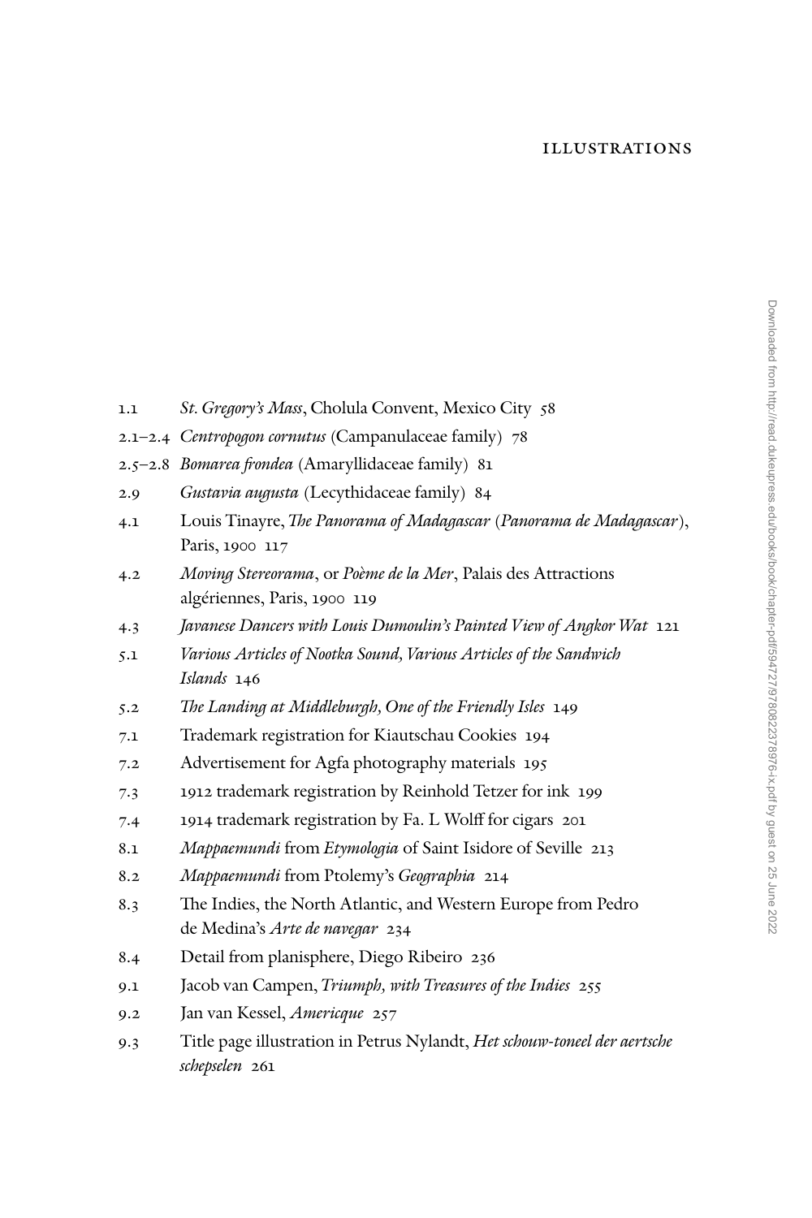# ILLUSTRATIONS

1.1 *St. Gregory's Mass*, Cholula Convent, Mexico City 58

2.1–2.4 *Centropogon cornutus* (Campanulaceae family) 78

2.5–2.8 *Bomarea frondea* (Amaryllidaceae family) 81

2.9 *Gustavia augusta* (Lecythidaceae family) 84

4.1 Louis Tinayre, *The Panorama of Madagascar* (*Panorama de Madagascar*), Paris, 1900 117

4.2 *Moving Stereorama*, or *Poème de la Mer*, Palais des Attractions algériennes, Paris, 1900 119

4.3 *Javanese Dancers with Louis Dumoulin's Painted View of Angkor Wat* 121

5.1 *Various Articles of Nootka Sound, Various Articles of the Sandwich Islands* 146

5.2 *The Landing at Middleburgh, One of the Friendly Isles* 149

7.1 Trademark registration for Kiautschau Cookies 194

7.2 Advertisement for Agfa photography materials 195

7.3 1912 trademark registration by Reinhold Tetzer for ink 199

7.4 1914 trademark registration by Fa. L Wolff for cigars 201

8.1 *Mappaemundi* from *Etymologia* of Saint Isidore of Seville 213

8.2 *Mappaemundi* from Ptolemy's *Geographia* 214

8.3 The Indies, the North Atlantic, and Western Europe from Pedro de Medina's *Arte de navegar* 234

8.4 Detail from planisphere, Diego Ribeiro 236

9.1 Jacob van Campen, *Triumph, with Treasures of the Indies* 255

9.2 Jan van Kessel, *Americque* 257

9.3 Title page illustration in Petrus Nylandt, *Het schouw-toneel der aertsche schepselen* 261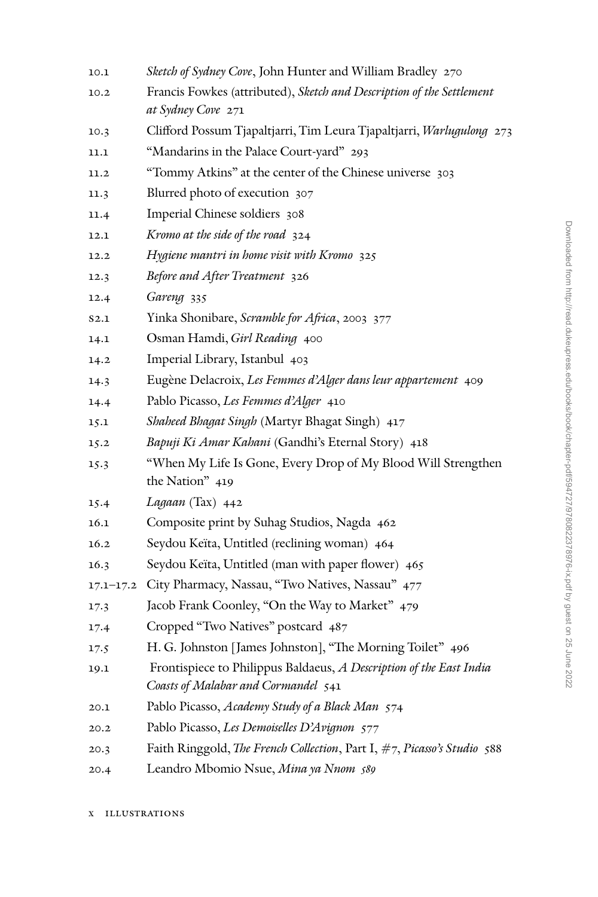10.1 *Sketch of Sydney Cove*, John Hunter and William Bradley 270

10.2 Francis Fowkes (attributed), *Sketch and Description of the Settlement at Sydney Cove* 271

10.3 Clifford Possum Tjapaltjarri, Tim Leura Tjapaltjarri, *Warlugulong* 273

11.1 “Mandarins in the Palace Court-yard” 293

11.2 “Tommy Atkins” at the center of the Chinese universe 303

11.3 Blurred photo of execution 307

11.4 Imperial Chinese soldiers 308

12.1 *Kromo at the side of the road* 324

12.2 *Hygiene mantri in home visit with Kromo* 325

12.3 *Before and After Treatment* 326

12.4 *Gareng* 335

S2.1 Yinka Shonibare, *Scramble for Africa*, 2003 377

14.1 Osman Hamdi, *Girl Reading* 400

14.2 Imperial Library, Istanbul 403

14.3 Eugène Delacroix, *Les Femmes d’Alger dans leur appartement* 409

14.4 Pablo Picasso, *Les Femmes d’Alger* 410

15.1 *Shaheed Bhagat Singh* (Martyr Bhagat Singh) 417

15.2 *Bapuji Ki Amar Kahani* (Gandhi’s Eternal Story) 418

15.3 “When My Life Is Gone, Every Drop of My Blood Will Strengthen the Nation” 419

15.4 *Lagaan* (Tax) 442

16.1 Composite print by Suhag Studios, Nagda 462

16.2 Seydou Keïta, Untitled (reclining woman) 464

16.3 Seydou Keïta, Untitled (man with paper flower) 465

17.1–17.2 City Pharmacy, Nassau, “Two Natives, Nassau” 477

17.3 Jacob Frank Coonley, “On the Way to Market” 479

17.4 Cropped “Two Natives” postcard 487

17.5 H. G. Johnston [James Johnston], “The Morning Toilet” 496

19.1 Frontispiece to Philippus Baldaeus, *A Description of the East India Coasts of Malabar and Cormandel* 541

20.1 Pablo Picasso, *Academy Study of a Black Man* 574

20.2 Pablo Picasso, *Les Demoiselles D’Avignon* 577

20.3 Faith Ringgold, *The French Collection*, Part I, #7, *Picasso’s Studio* 588

20.4 Leandro Mbomio Nsue, *Mina ya Nnom* 589